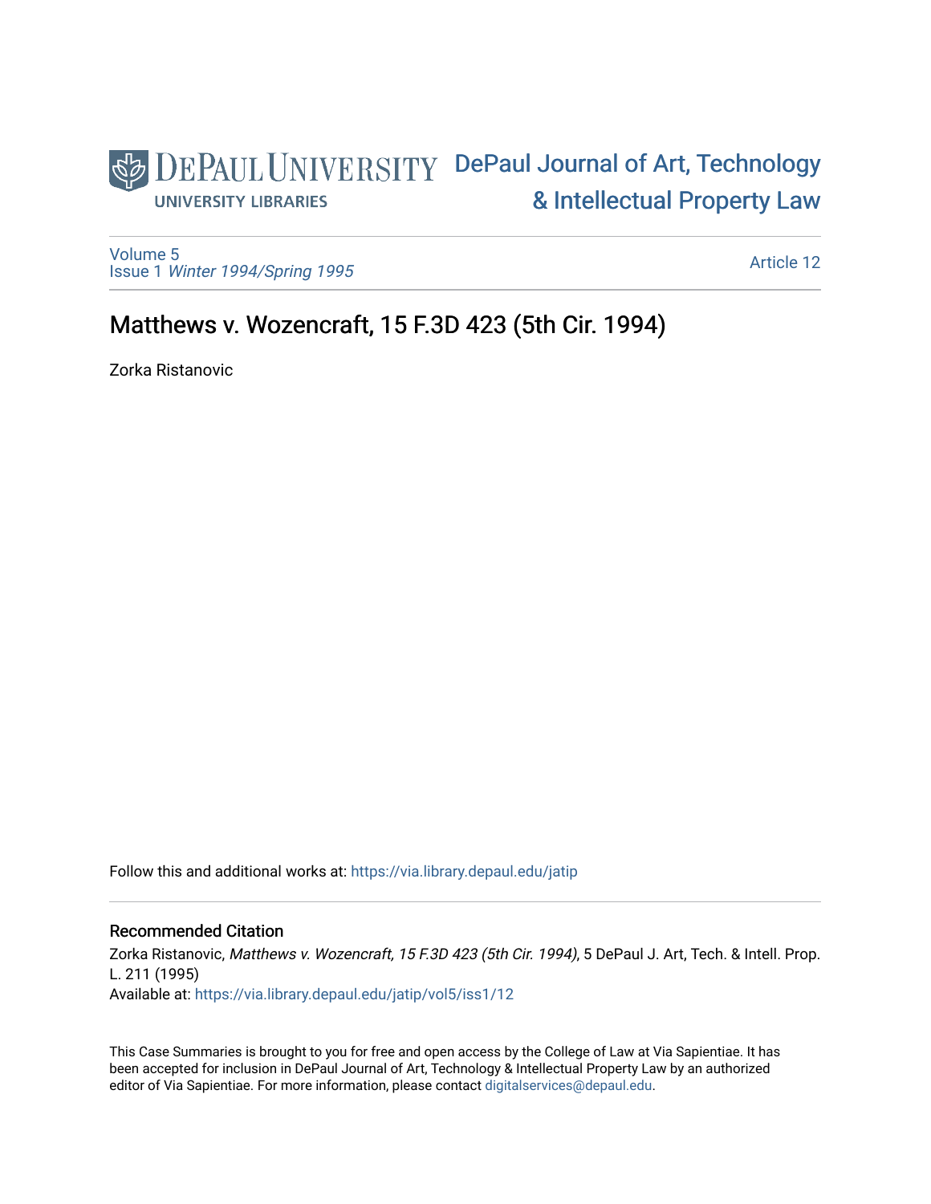DePaul University

University Libraries

DePaul Journal of Art, Technology & Intellectual Property Law

Volume 5
Issue 1 *Winter 1994/Spring 1995*

Article 12

# Matthews v. Wozencraft, 15 F.3D 423 (5th Cir. 1994)

Zorka Ristanovic

Follow this and additional works at: https://via.library.depaul.edu/jatip

## Recommended Citation

Zorka Ristanovic, *Matthews v. Wozencraft, 15 F.3D 423 (5th Cir. 1994)*, 5 DePaul J. Art, Tech. & Intell. Prop. L. 211 (1995)

Available at: https://via.library.depaul.edu/jatip/vol5/iss1/12

This Case Summaries is brought to you for free and open access by the College of Law at Via Sapientiae. It has been accepted for inclusion in DePaul Journal of Art, Technology & Intellectual Property Law by an authorized editor of Via Sapientiae. For more information, please contact digitalservices@depaul.edu.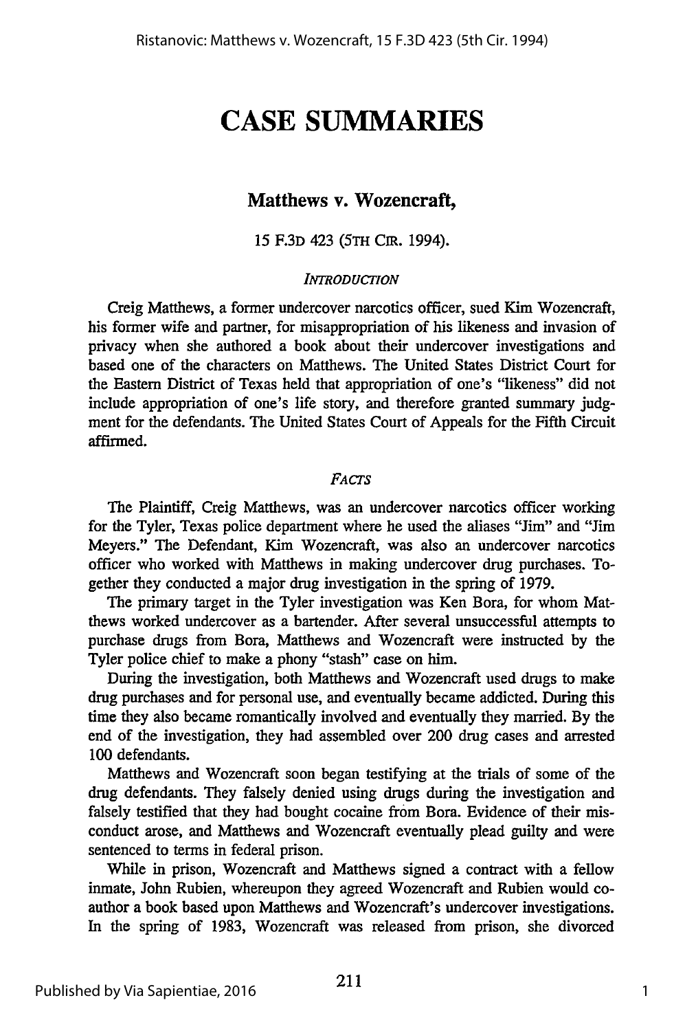# CASE SUMMARIES

## Matthews v. Wozencraft,

15 F.3D 423 (5TH CIR. 1994).

### *INTRODUCTION*

Creig Matthews, a former undercover narcotics officer, sued Kim Wozencraft, his former wife and partner, for misappropriation of his likeness and invasion of privacy when she authored a book about their undercover investigations and based one of the characters on Matthews. The United States District Court for the Eastern District of Texas held that appropriation of one's "likeness" did not include appropriation of one's life story, and therefore granted summary judgment for the defendants. The United States Court of Appeals for the Fifth Circuit affirmed.

### *FACTS*

The Plaintiff, Creig Matthews, was an undercover narcotics officer working for the Tyler, Texas police department where he used the aliases "Jim" and "Jim Meyers." The Defendant, Kim Wozencraft, was also an undercover narcotics officer who worked with Matthews in making undercover drug purchases. Together they conducted a major drug investigation in the spring of 1979.

The primary target in the Tyler investigation was Ken Bora, for whom Matthews worked undercover as a bartender. After several unsuccessful attempts to purchase drugs from Bora, Matthews and Wozencraft were instructed by the Tyler police chief to make a phony "stash" case on him.

During the investigation, both Matthews and Wozencraft used drugs to make drug purchases and for personal use, and eventually became addicted. During this time they also became romantically involved and eventually they married. By the end of the investigation, they had assembled over 200 drug cases and arrested 100 defendants.

Matthews and Wozencraft soon began testifying at the trials of some of the drug defendants. They falsely denied using drugs during the investigation and falsely testified that they had bought cocaine from Bora. Evidence of their misconduct arose, and Matthews and Wozencraft eventually plead guilty and were sentenced to terms in federal prison.

While in prison, Wozencraft and Matthews signed a contract with a fellow inmate, John Rubien, whereupon they agreed Wozencraft and Rubien would co-author a book based upon Matthews and Wozencraft's undercover investigations. In the spring of 1983, Wozencraft was released from prison, she divorced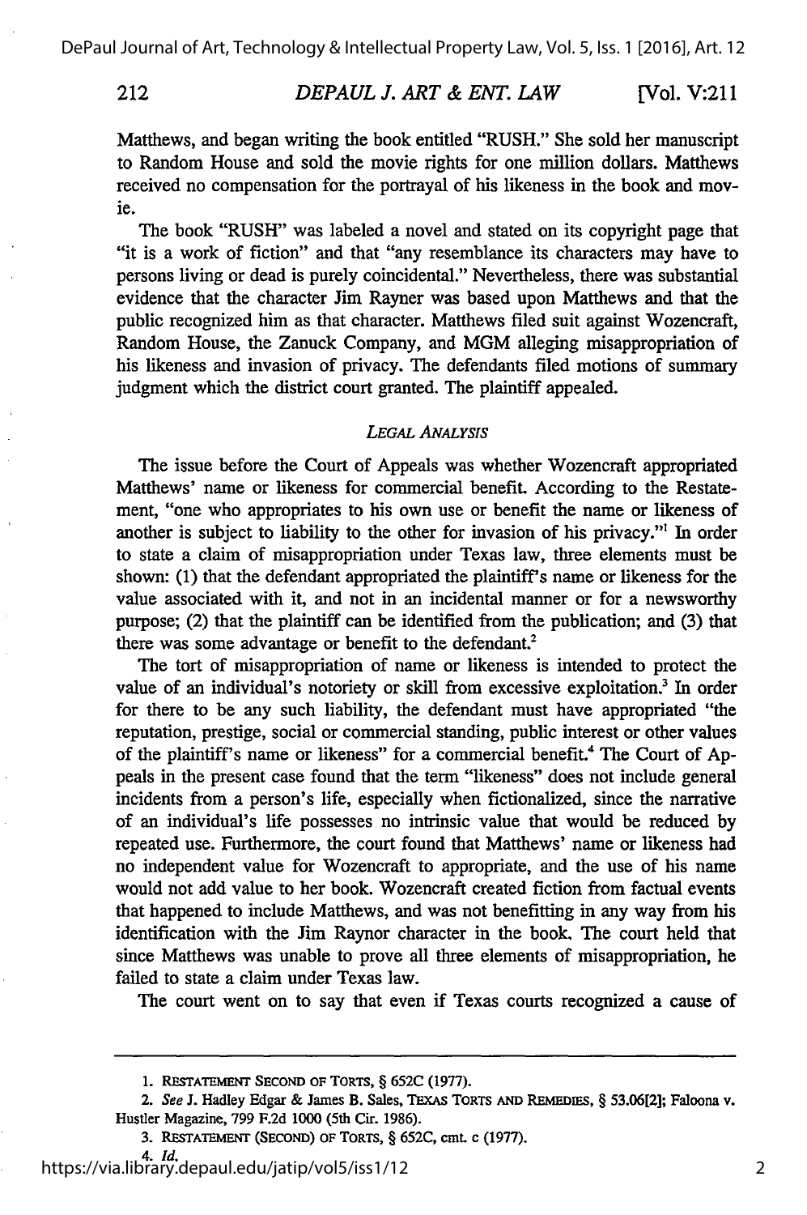Matthews, and began writing the book entitled "RUSH." She sold her manuscript to Random House and sold the movie rights for one million dollars. Matthews received no compensation for the portrayal of his likeness in the book and movie.

The book "RUSH" was labeled a novel and stated on its copyright page that "it is a work of fiction" and that "any resemblance its characters may have to persons living or dead is purely coincidental." Nevertheless, there was substantial evidence that the character Jim Rayner was based upon Matthews and that the public recognized him as that character. Matthews filed suit against Wozencraft, Random House, the Zanuck Company, and MGM alleging misappropriation of his likeness and invasion of privacy. The defendants filed motions of summary judgment which the district court granted. The plaintiff appealed.

### *LEGAL ANALYSIS*

The issue before the Court of Appeals was whether Wozencraft appropriated Matthews' name or likeness for commercial benefit. According to the Restatement, "one who appropriates to his own use or benefit the name or likeness of another is subject to liability to the other for invasion of his privacy."[1] In order to state a claim of misappropriation under Texas law, three elements must be shown: (1) that the defendant appropriated the plaintiff's name or likeness for the value associated with it, and not in an incidental manner or for a newsworthy purpose; (2) that the plaintiff can be identified from the publication; and (3) that there was some advantage or benefit to the defendant.[2]

The tort of misappropriation of name or likeness is intended to protect the value of an individual's notoriety or skill from excessive exploitation.[3] In order for there to be any such liability, the defendant must have appropriated "the reputation, prestige, social or commercial standing, public interest or other values of the plaintiff's name or likeness" for a commercial benefit.[4] The Court of Appeals in the present case found that the term "likeness" does not include general incidents from a person's life, especially when fictionalized, since the narrative of an individual's life possesses no intrinsic value that would be reduced by repeated use. Furthermore, the court found that Matthews' name or likeness had no independent value for Wozencraft to appropriate, and the use of his name would not add value to her book. Wozencraft created fiction from factual events that happened to include Matthews, and was not benefitting in any way from his identification with the Jim Raynor character in the book. The court held that since Matthews was unable to prove all three elements of misappropriation, he failed to state a claim under Texas law.

The court went on to say that even if Texas courts recognized a cause of

---

1. RESTATEMENT SECOND OF TORTS, § 652C (1977).

2. *See* J. Hadley Edgar & James B. Sales, TEXAS TORTS AND REMEDIES, § 53.06[2]; Faloona v. Hustler Magazine, 799 F.2d 1000 (5th Cir. 1986).

3. RESTATEMENT (SECOND) OF TORTS, § 652C, cmt. c (1977).

4. *Id.*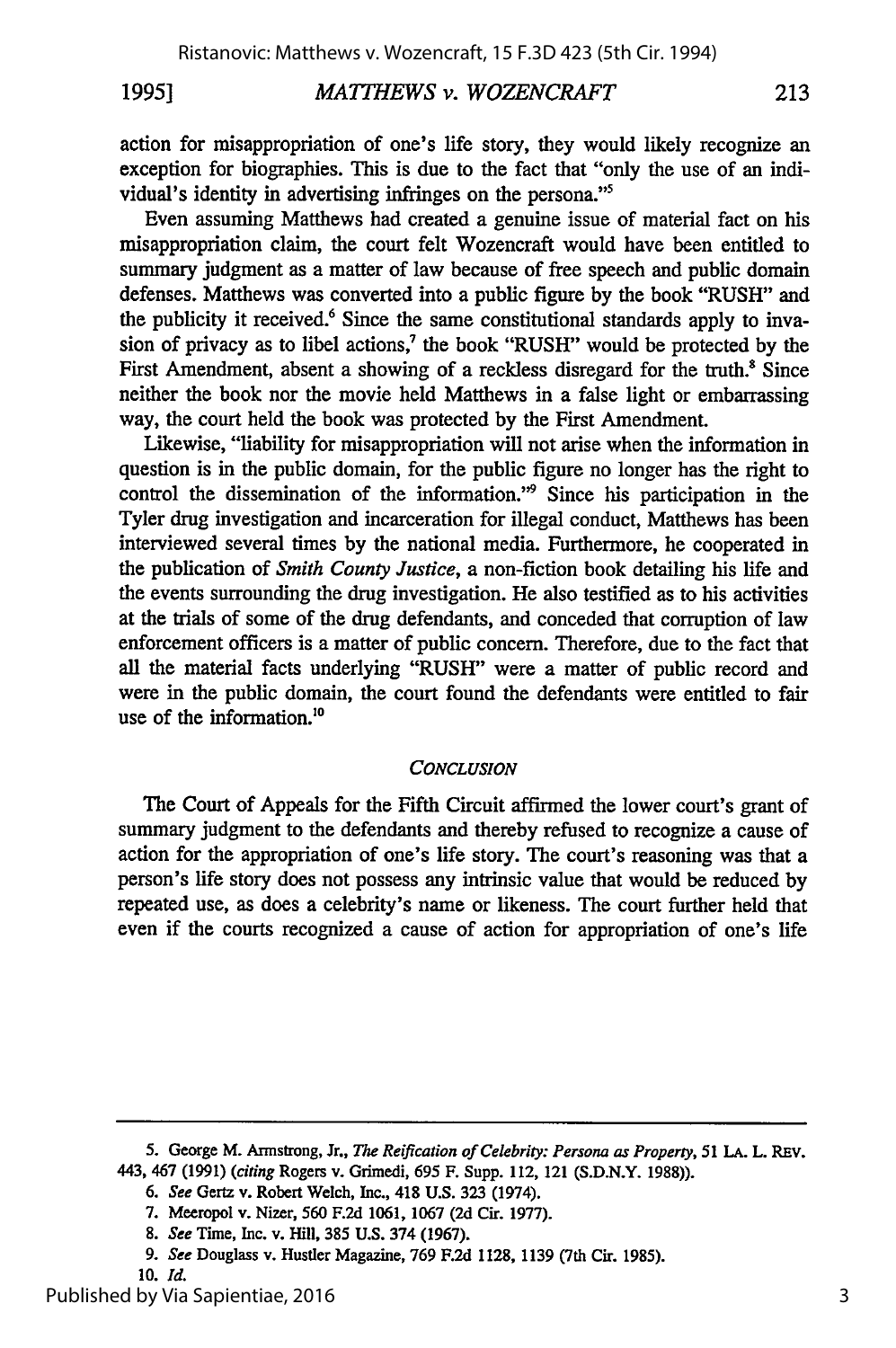action for misappropriation of one's life story, they would likely recognize an exception for biographies. This is due to the fact that "only the use of an individual's identity in advertising infringes on the persona."[5]

Even assuming Matthews had created a genuine issue of material fact on his misappropriation claim, the court felt Wozencraft would have been entitled to summary judgment as a matter of law because of free speech and public domain defenses. Matthews was converted into a public figure by the book "RUSH" and the publicity it received.[6] Since the same constitutional standards apply to invasion of privacy as to libel actions,[7] the book "RUSH" would be protected by the First Amendment, absent a showing of a reckless disregard for the truth.[8] Since neither the book nor the movie held Matthews in a false light or embarrassing way, the court held the book was protected by the First Amendment.

Likewise, "liability for misappropriation will not arise when the information in question is in the public domain, for the public figure no longer has the right to control the dissemination of the information."[9] Since his participation in the Tyler drug investigation and incarceration for illegal conduct, Matthews has been interviewed several times by the national media. Furthermore, he cooperated in the publication of *Smith County Justice*, a non-fiction book detailing his life and the events surrounding the drug investigation. He also testified as to his activities at the trials of some of the drug defendants, and conceded that corruption of law enforcement officers is a matter of public concern. Therefore, due to the fact that all the material facts underlying "RUSH" were a matter of public record and were in the public domain, the court found the defendants were entitled to fair use of the information.[10]

## *CONCLUSION*

The Court of Appeals for the Fifth Circuit affirmed the lower court's grant of summary judgment to the defendants and thereby refused to recognize a cause of action for the appropriation of one's life story. The court's reasoning was that a person's life story does not possess any intrinsic value that would be reduced by repeated use, as does a celebrity's name or likeness. The court further held that even if the courts recognized a cause of action for appropriation of one's life

---

5. George M. Armstrong, Jr., *The Reification of Celebrity: Persona as Property*, 51 LA. L. REV. 443, 467 (1991) (*citing* Rogers v. Grimedi, 695 F. Supp. 112, 121 (S.D.N.Y. 1988)).

6. *See* Gertz v. Robert Welch, Inc., 418 U.S. 323 (1974).

7. Meeropol v. Nizer, 560 F.2d 1061, 1067 (2d Cir. 1977).

8. *See* Time, Inc. v. Hill, 385 U.S. 374 (1967).

9. *See* Douglass v. Hustler Magazine, 769 F.2d 1128, 1139 (7th Cir. 1985).

10. *Id.*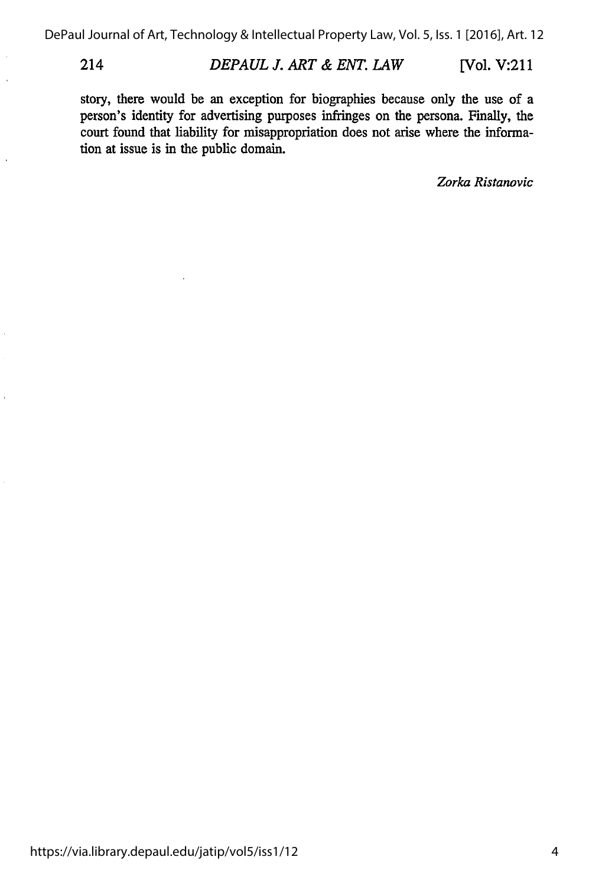story, there would be an exception for biographies because only the use of a person's identity for advertising purposes infringes on the persona. Finally, the court found that liability for misappropriation does not arise where the information at issue is in the public domain.

*Zorka Ristanovic*